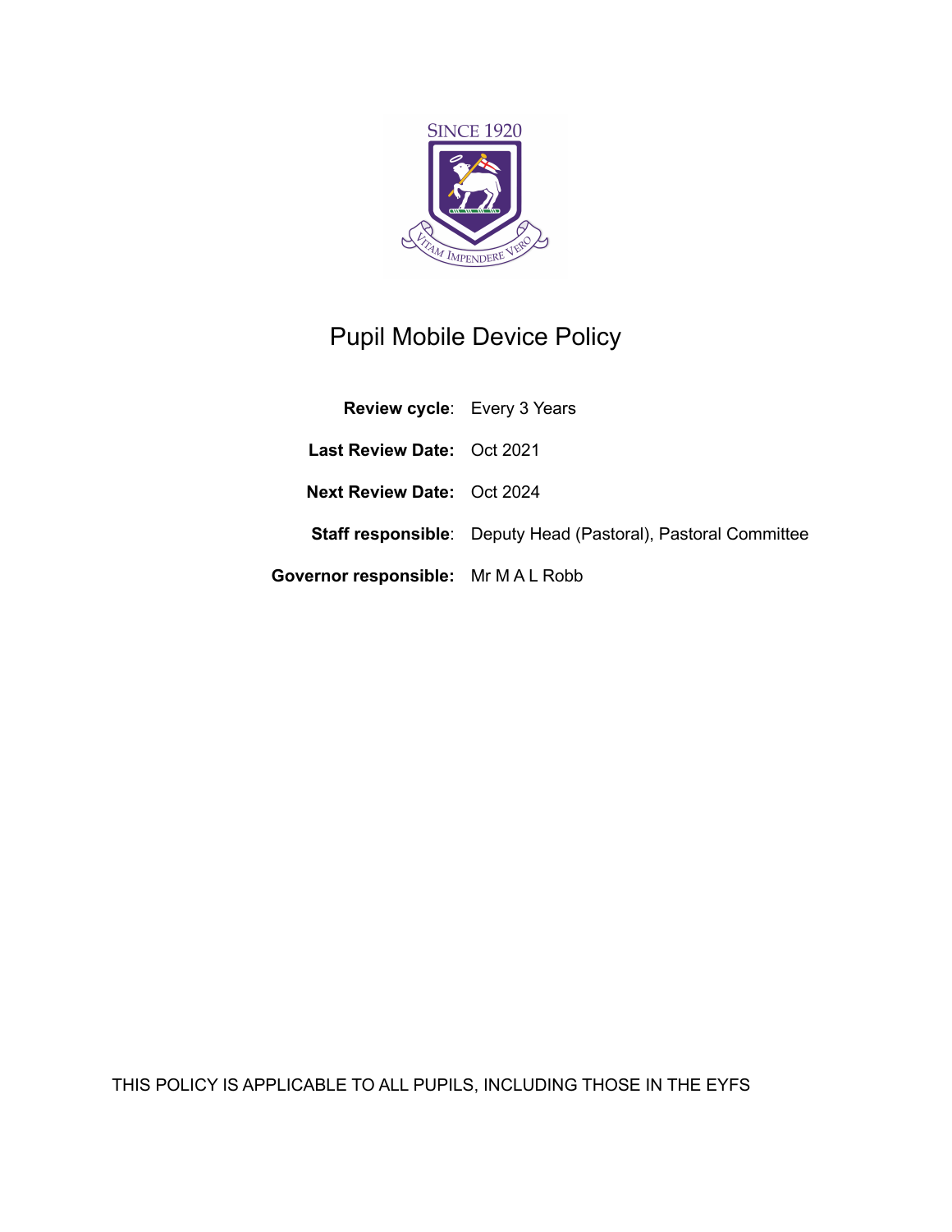# Pupil Mobile Device Policy

**Review cycle**: Every 3 Years

**Last Review Date:** Oct 2021

**Next Review Date:** Oct 2024

**Staff responsible**: Deputy Head (Pastoral), Pastoral Committee

**Governor responsible:** Mr M A L Robb

THIS POLICY IS APPLICABLE TO ALL PUPILS, INCLUDING THOSE IN THE EYFS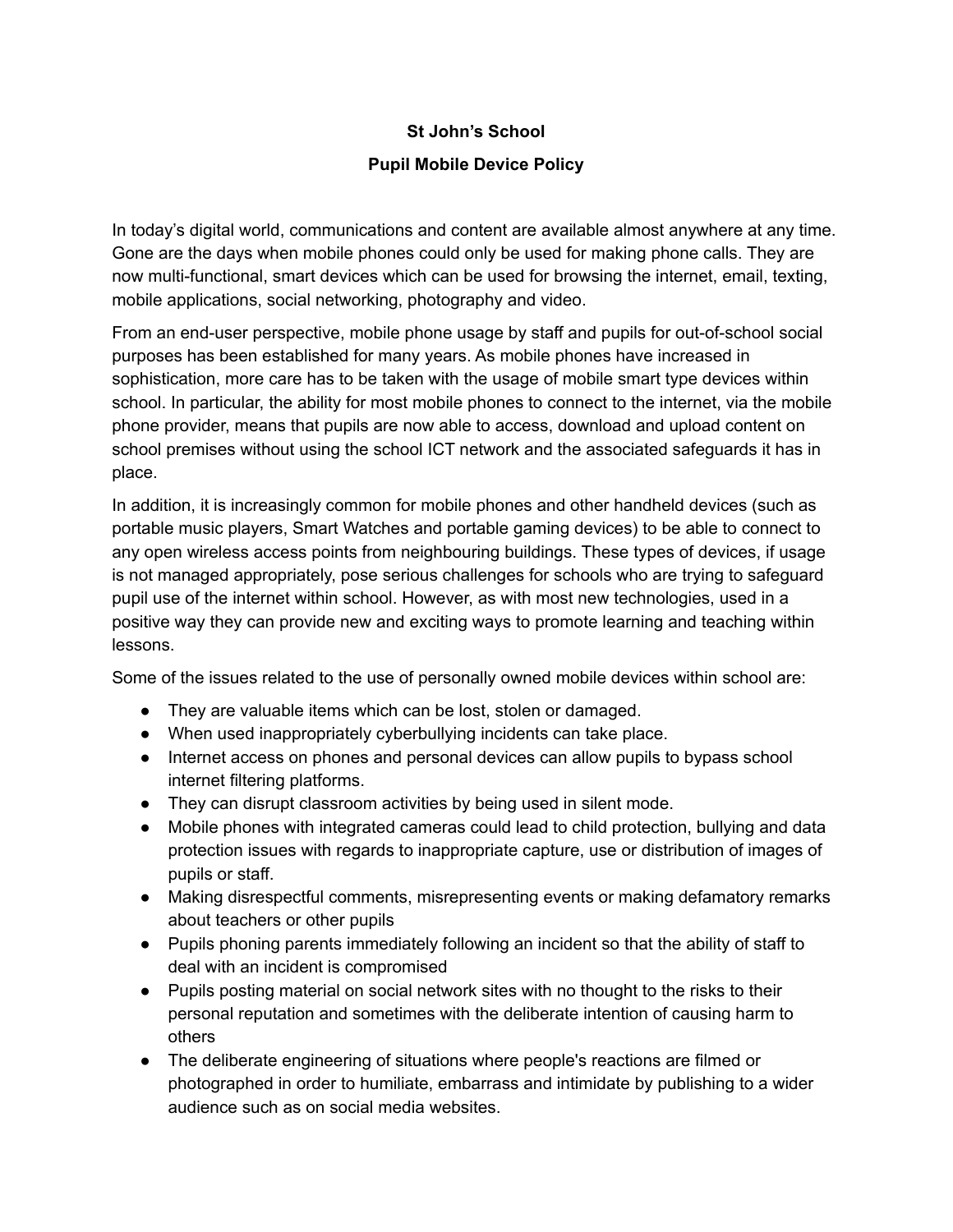**St John's School**

**Pupil Mobile Device Policy**

In today's digital world, communications and content are available almost anywhere at any time. Gone are the days when mobile phones could only be used for making phone calls. They are now multi-functional, smart devices which can be used for browsing the internet, email, texting, mobile applications, social networking, photography and video.

From an end-user perspective, mobile phone usage by staff and pupils for out-of-school social purposes has been established for many years. As mobile phones have increased in sophistication, more care has to be taken with the usage of mobile smart type devices within school. In particular, the ability for most mobile phones to connect to the internet, via the mobile phone provider, means that pupils are now able to access, download and upload content on school premises without using the school ICT network and the associated safeguards it has in place.

In addition, it is increasingly common for mobile phones and other handheld devices (such as portable music players, Smart Watches and portable gaming devices) to be able to connect to any open wireless access points from neighbouring buildings. These types of devices, if usage is not managed appropriately, pose serious challenges for schools who are trying to safeguard pupil use of the internet within school. However, as with most new technologies, used in a positive way they can provide new and exciting ways to promote learning and teaching within lessons.

Some of the issues related to the use of personally owned mobile devices within school are:

- They are valuable items which can be lost, stolen or damaged.
- When used inappropriately cyberbullying incidents can take place.
- Internet access on phones and personal devices can allow pupils to bypass school internet filtering platforms.
- They can disrupt classroom activities by being used in silent mode.
- Mobile phones with integrated cameras could lead to child protection, bullying and data protection issues with regards to inappropriate capture, use or distribution of images of pupils or staff.
- Making disrespectful comments, misrepresenting events or making defamatory remarks about teachers or other pupils
- Pupils phoning parents immediately following an incident so that the ability of staff to deal with an incident is compromised
- Pupils posting material on social network sites with no thought to the risks to their personal reputation and sometimes with the deliberate intention of causing harm to others
- The deliberate engineering of situations where people's reactions are filmed or photographed in order to humiliate, embarrass and intimidate by publishing to a wider audience such as on social media websites.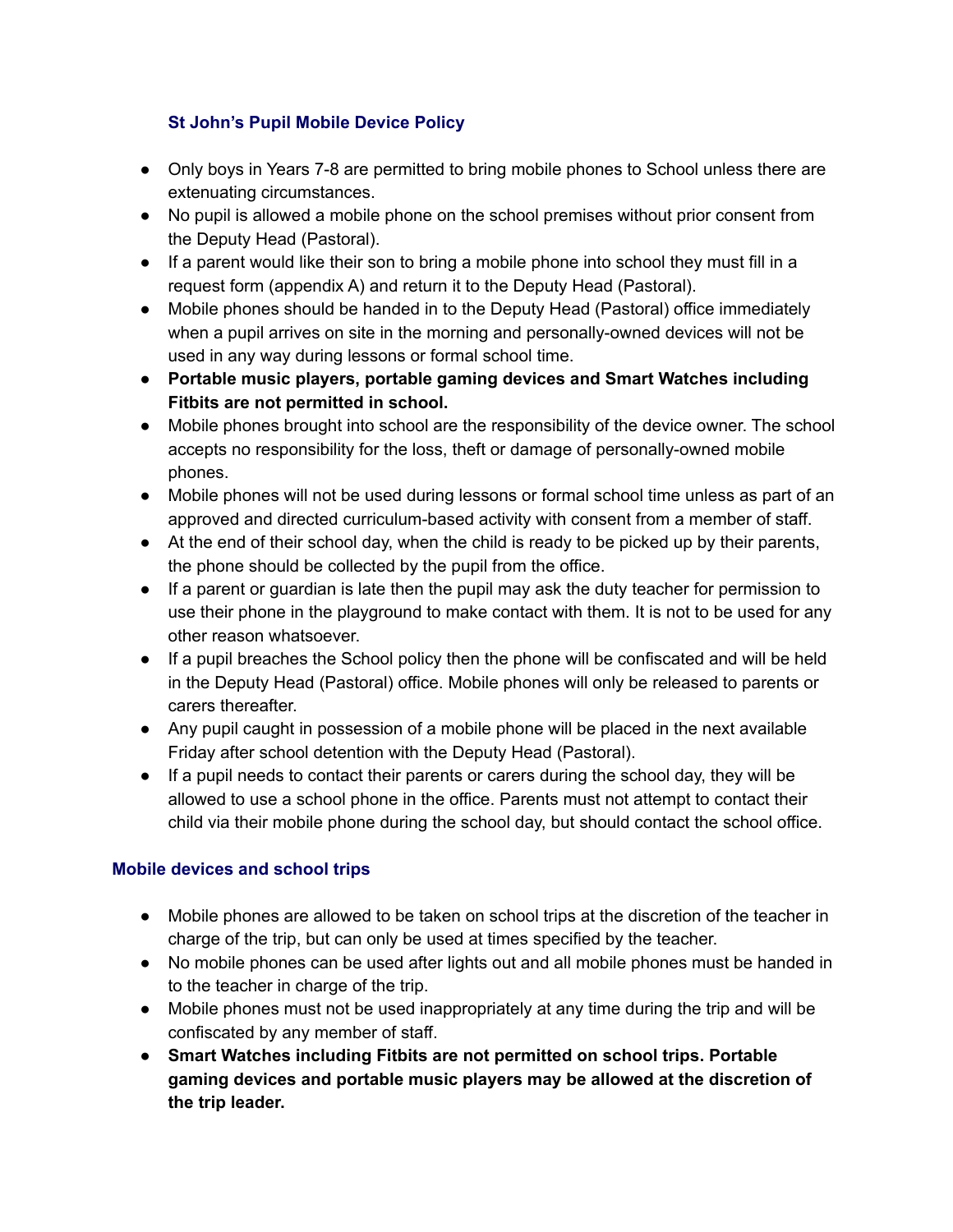### St John's Pupil Mobile Device Policy

- Only boys in Years 7-8 are permitted to bring mobile phones to School unless there are extenuating circumstances.
- No pupil is allowed a mobile phone on the school premises without prior consent from the Deputy Head (Pastoral).
- If a parent would like their son to bring a mobile phone into school they must fill in a request form (appendix A) and return it to the Deputy Head (Pastoral).
- Mobile phones should be handed in to the Deputy Head (Pastoral) office immediately when a pupil arrives on site in the morning and personally-owned devices will not be used in any way during lessons or formal school time.
- **Portable music players, portable gaming devices and Smart Watches including Fitbits are not permitted in school.**
- Mobile phones brought into school are the responsibility of the device owner. The school accepts no responsibility for the loss, theft or damage of personally-owned mobile phones.
- Mobile phones will not be used during lessons or formal school time unless as part of an approved and directed curriculum-based activity with consent from a member of staff.
- At the end of their school day, when the child is ready to be picked up by their parents, the phone should be collected by the pupil from the office.
- If a parent or guardian is late then the pupil may ask the duty teacher for permission to use their phone in the playground to make contact with them. It is not to be used for any other reason whatsoever.
- If a pupil breaches the School policy then the phone will be confiscated and will be held in the Deputy Head (Pastoral) office. Mobile phones will only be released to parents or carers thereafter.
- Any pupil caught in possession of a mobile phone will be placed in the next available Friday after school detention with the Deputy Head (Pastoral).
- If a pupil needs to contact their parents or carers during the school day, they will be allowed to use a school phone in the office. Parents must not attempt to contact their child via their mobile phone during the school day, but should contact the school office.

### Mobile devices and school trips

- Mobile phones are allowed to be taken on school trips at the discretion of the teacher in charge of the trip, but can only be used at times specified by the teacher.
- No mobile phones can be used after lights out and all mobile phones must be handed in to the teacher in charge of the trip.
- Mobile phones must not be used inappropriately at any time during the trip and will be confiscated by any member of staff.
- **Smart Watches including Fitbits are not permitted on school trips. Portable gaming devices and portable music players may be allowed at the discretion of the trip leader.**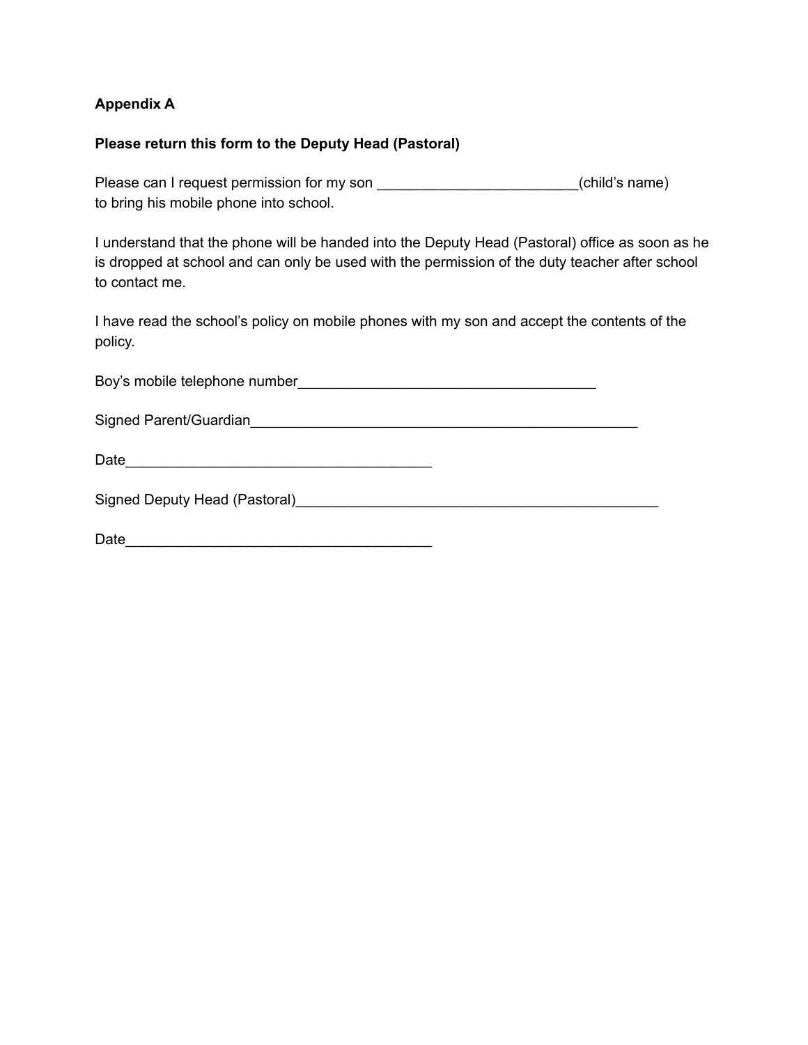**Appendix A**

**Please return this form to the Deputy Head (Pastoral)**

Please can I request permission for my son _________________________(child's name) to bring his mobile phone into school.

I understand that the phone will be handed into the Deputy Head (Pastoral) office as soon as he is dropped at school and can only be used with the permission of the duty teacher after school to contact me.

I have read the school's policy on mobile phones with my son and accept the contents of the policy.

Boy's mobile telephone number_____________________________________

Signed Parent/Guardian_________________________________________________

Date______________________________________

Signed Deputy Head (Pastoral)_____________________________________________

Date______________________________________